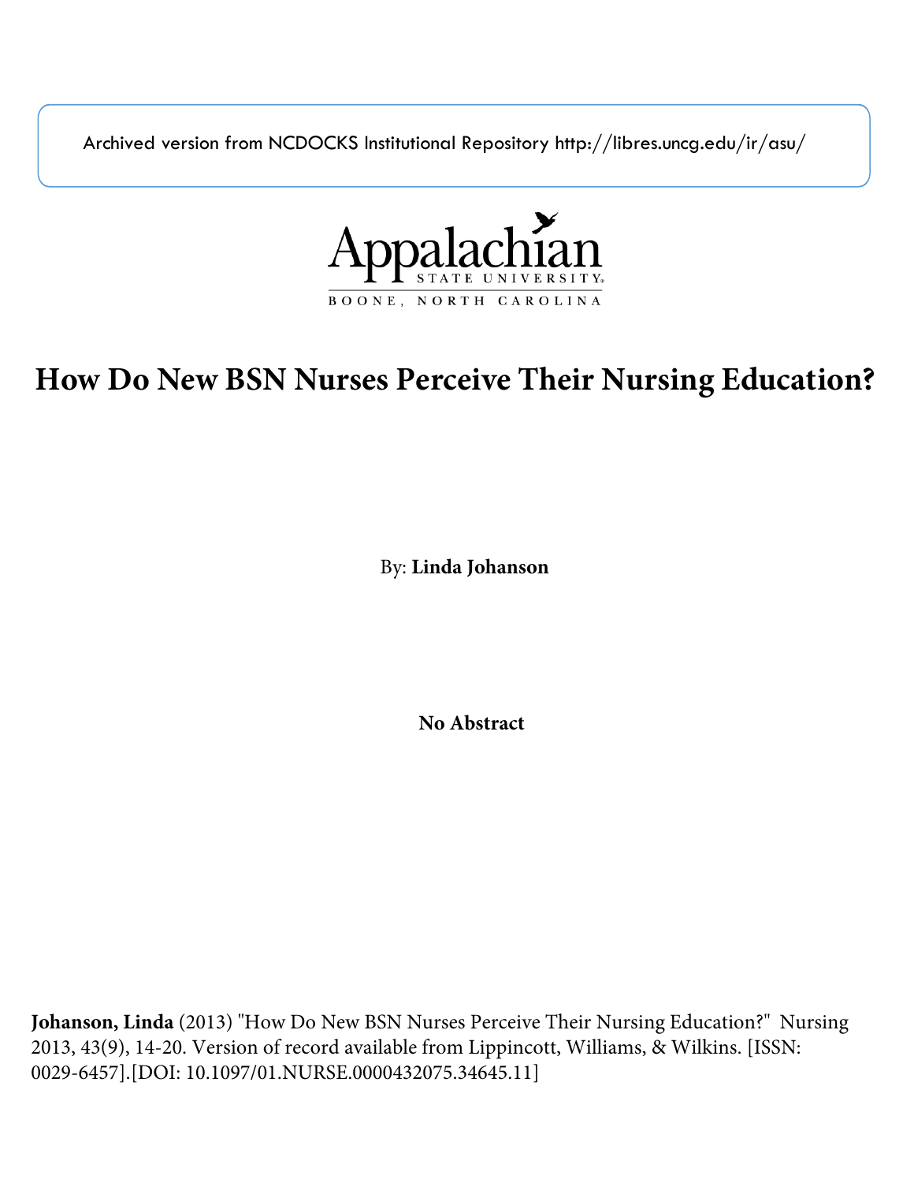Archived version from NCDOCKS Institutional Repository http://libres.uncg.edu/ir/asu/

Appalachian State University
BOONE, NORTH CAROLINA

# How Do New BSN Nurses Perceive Their Nursing Education?

By: **Linda Johanson**

**No Abstract**

**Johanson, Linda** (2013) "How Do New BSN Nurses Perceive Their Nursing Education?" Nursing 2013, 43(9), 14-20. Version of record available from Lippincott, Williams, & Wilkins. [ISSN: 0029-6457].[DOI: 10.1097/01.NURSE.0000432075.34645.11]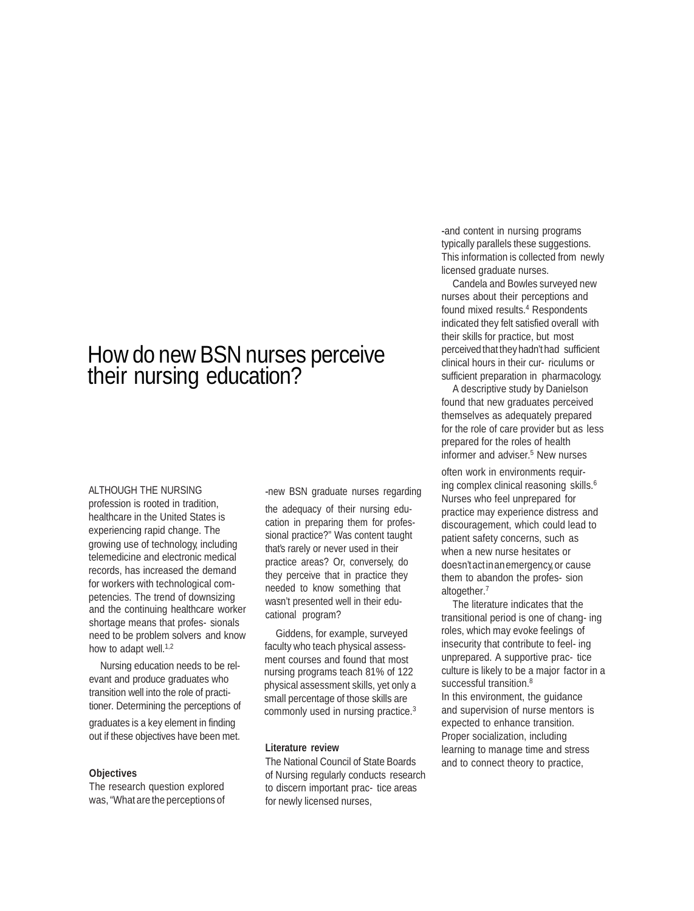# How do new BSN nurses perceive their nursing education?

ALTHOUGH THE NURSING profession is rooted in tradition, healthcare in the United States is experiencing rapid change. The growing use of technology, including telemedicine and electronic medical records, has increased the demand for workers with technological competencies. The trend of downsizing and the continuing healthcare worker shortage means that professionals need to be problem solvers and know how to adapt well.[1,2]

Nursing education needs to be relevant and produce graduates who transition well into the role of practitioner. Determining the perceptions of graduates is a key element in finding out if these objectives have been met.

**Objectives**

The research question explored was, "What are the perceptions of new BSN graduate nurses regarding the adequacy of their nursing education in preparing them for professional practice?" Was content taught that's rarely or never used in their practice areas? Or, conversely, do they perceive that in practice they needed to know something that wasn't presented well in their educational program?

Giddens, for example, surveyed faculty who teach physical assessment courses and found that most nursing programs teach 81% of 122 physical assessment skills, yet only a small percentage of those skills are commonly used in nursing practice.[3]

**Literature review**

The National Council of State Boards of Nursing regularly conducts research to discern important practice areas for newly licensed nurses, and content in nursing programs typically parallels these suggestions. This information is collected from newly licensed graduate nurses.

Candela and Bowles surveyed new nurses about their perceptions and found mixed results.[4] Respondents indicated they felt satisfied overall with their skills for practice, but most perceived that they hadn't had sufficient clinical hours in their curriculums or sufficient preparation in pharmacology.

A descriptive study by Danielson found that new graduates perceived themselves as adequately prepared for the role of care provider but as less prepared for the roles of health informer and adviser.[5] New nurses often work in environments requiring complex clinical reasoning skills.[6] Nurses who feel unprepared for practice may experience distress and discouragement, which could lead to patient safety concerns, such as when a new nurse hesitates or doesn't act in an emergency, or cause them to abandon the profession altogether.[7]

The literature indicates that the transitional period is one of changing roles, which may evoke feelings of insecurity that contribute to feeling unprepared. A supportive practice culture is likely to be a major factor in a successful transition.[8] In this environment, the guidance and supervision of nurse mentors is expected to enhance transition. Proper socialization, including learning to manage time and stress and to connect theory to practice,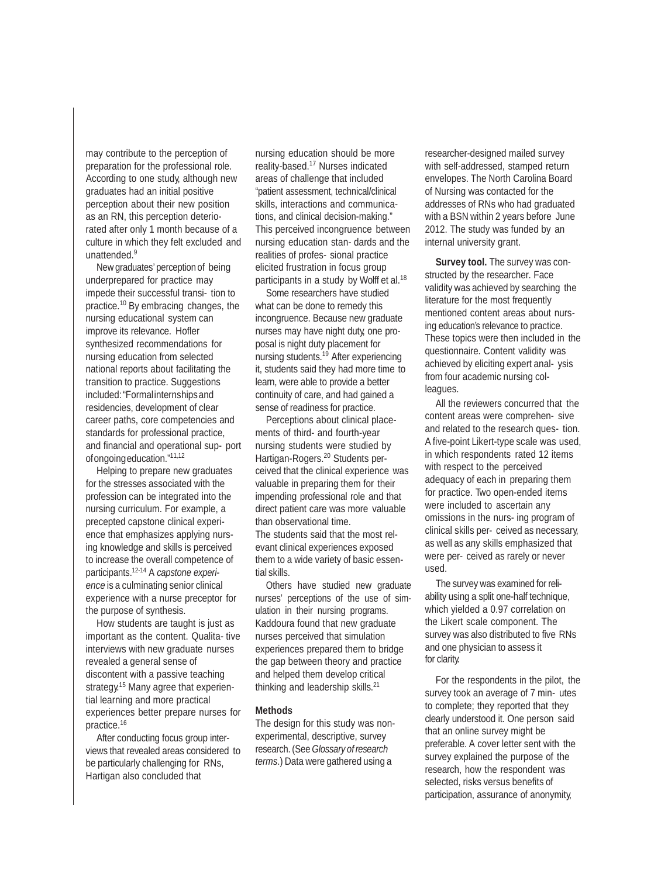may contribute to the perception of preparation for the professional role. According to one study, although new graduates had an initial positive perception about their new position as an RN, this perception deteriorated after only 1 month because of a culture in which they felt excluded and unattended.[9]

New graduates' perception of being underprepared for practice may impede their successful transi- tion to practice.[10] By embracing changes, the nursing educational system can improve its relevance. Hofler synthesized recommendations for nursing education from selected national reports about facilitating the transition to practice. Suggestions included: "Formal internships and residencies, development of clear career paths, core competencies and standards for professional practice, and financial and operational sup- port of ongoing education."[11,12]

Helping to prepare new graduates for the stresses associated with the profession can be integrated into the nursing curriculum. For example, a precepted capstone clinical experience that emphasizes applying nursing knowledge and skills is perceived to increase the overall competence of participants.[12-14] A *capstone experience* is a culminating senior clinical experience with a nurse preceptor for the purpose of synthesis.

How students are taught is just as important as the content. Qualita- tive interviews with new graduate nurses revealed a general sense of discontent with a passive teaching strategy.[15] Many agree that experiential learning and more practical experiences better prepare nurses for practice.[16]

After conducting focus group interviews that revealed areas considered to be particularly challenging for RNs, Hartigan also concluded that nursing education should be more reality-based.[17] Nurses indicated areas of challenge that included "patient assessment, technical/clinical skills, interactions and communications, and clinical decision-making." This perceived incongruence between nursing education stan- dards and the realities of profes- sional practice elicited frustration in focus group participants in a study by Wolff et al.[18]

Some researchers have studied what can be done to remedy this incongruence. Because new graduate nurses may have night duty, one proposal is night duty placement for nursing students.[19] After experiencing it, students said they had more time to learn, were able to provide a better continuity of care, and had gained a sense of readiness for practice.

Perceptions about clinical placements of third- and fourth-year nursing students were studied by Hartigan-Rogers.[20] Students perceived that the clinical experience was valuable in preparing them for their impending professional role and that direct patient care was more valuable than observational time.
The students said that the most relevant clinical experiences exposed them to a wide variety of basic essential skills.

Others have studied new graduate nurses' perceptions of the use of simulation in their nursing programs. Kaddoura found that new graduate nurses perceived that simulation experiences prepared them to bridge the gap between theory and practice and helped them develop critical thinking and leadership skills.[21]

**Methods**

The design for this study was non-experimental, descriptive, survey research. (See *Glossary of research terms*.) Data were gathered using a researcher-designed mailed survey with self-addressed, stamped return envelopes. The North Carolina Board of Nursing was contacted for the addresses of RNs who had graduated with a BSN within 2 years before June 2012. The study was funded by an internal university grant.

**Survey tool.** The survey was constructed by the researcher. Face validity was achieved by searching the literature for the most frequently mentioned content areas about nursing education's relevance to practice. These topics were then included in the questionnaire. Content validity was achieved by eliciting expert anal- ysis from four academic nursing colleagues.

All the reviewers concurred that the content areas were comprehen- sive and related to the research ques- tion. A five-point Likert-type scale was used, in which respondents rated 12 items with respect to the perceived adequacy of each in preparing them for practice. Two open-ended items were included to ascertain any omissions in the nurs- ing program of clinical skills per- ceived as necessary, as well as any skills emphasized that were per- ceived as rarely or never used.

The survey was examined for reliability using a split one-half technique, which yielded a 0.97 correlation on the Likert scale component. The survey was also distributed to five RNs and one physician to assess it for clarity.

For the respondents in the pilot, the survey took an average of 7 min- utes to complete; they reported that they clearly understood it. One person said that an online survey might be preferable. A cover letter sent with the survey explained the purpose of the research, how the respondent was selected, risks versus benefits of participation, assurance of anonymity,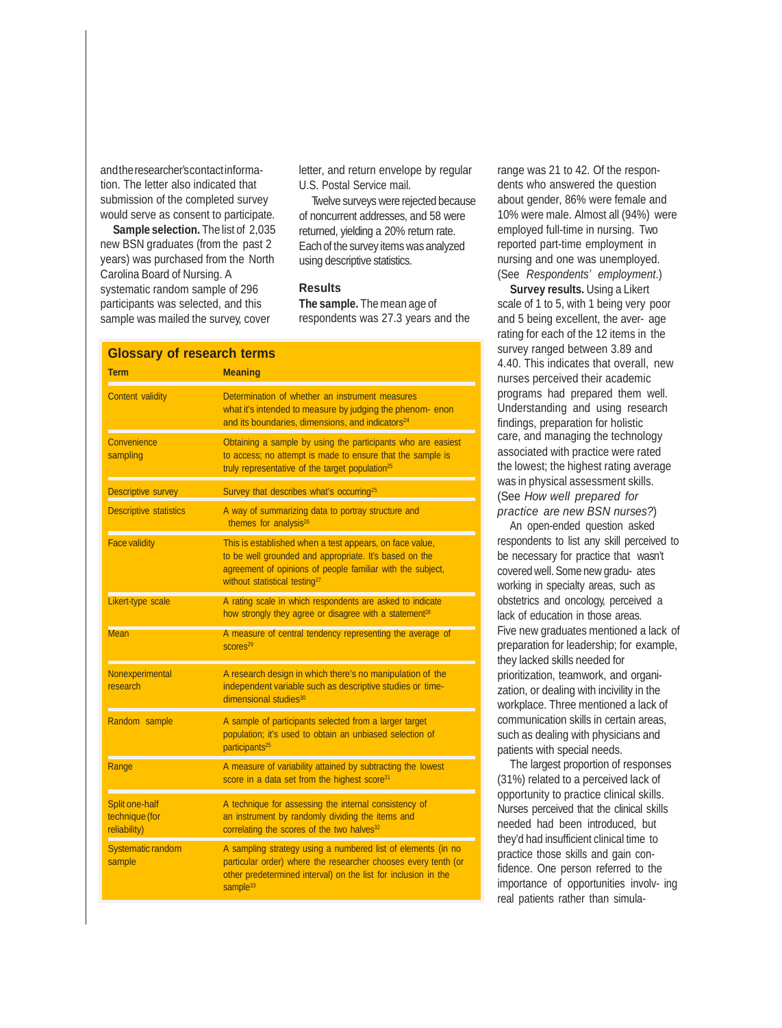and the researcher's contact information. The letter also indicated that submission of the completed survey would serve as consent to participate.

**Sample selection.** The list of 2,035 new BSN graduates (from the past 2 years) was purchased from the North Carolina Board of Nursing. A systematic random sample of 296 participants was selected, and this sample was mailed the survey, cover letter, and return envelope by regular U.S. Postal Service mail.

Twelve surveys were rejected because of noncurrent addresses, and 58 were returned, yielding a 20% return rate. Each of the survey items was analyzed using descriptive statistics.

### Results

**The sample.** The mean age of respondents was 27.3 years and the range was 21 to 42. Of the respondents who answered the question about gender, 86% were female and 10% were male. Almost all (94%) were employed full-time in nursing. Two reported part-time employment in nursing and one was unemployed. (See *Respondents' employment*.)

**Survey results.** Using a Likert scale of 1 to 5, with 1 being very poor and 5 being excellent, the average rating for each of the 12 items in the survey ranged between 3.89 and 4.40. This indicates that overall, new nurses perceived their academic programs had prepared them well. Understanding and using research findings, preparation for holistic care, and managing the technology associated with practice were rated the lowest; the highest rating average was in physical assessment skills. (See *How well prepared for practice are new BSN nurses?*)

An open-ended question asked respondents to list any skill perceived to be necessary for practice that wasn't covered well. Some new graduates working in specialty areas, such as obstetrics and oncology, perceived a lack of education in those areas. Five new graduates mentioned a lack of preparation for leadership; for example, they lacked skills needed for prioritization, teamwork, and organization, or dealing with incivility in the workplace. Three mentioned a lack of communication skills in certain areas, such as dealing with physicians and patients with special needs.

The largest proportion of responses (31%) related to a perceived lack of opportunity to practice clinical skills. Nurses perceived that the clinical skills needed had been introduced, but they'd had insufficient clinical time to practice those skills and gain confidence. One person referred to the importance of opportunities involving real patients rather than simula-

### Glossary of research terms

| Term | Meaning |
|---|---|
| Content validity | Determination of whether an instrument measures what it's intended to measure by judging the phenomenon and its boundaries, dimensions, and indicators[24] |
| Convenience sampling | Obtaining a sample by using the participants who are easiest to access; no attempt is made to ensure that the sample is truly representative of the target population[25] |
| Descriptive survey | Survey that describes what's occurring[25] |
| Descriptive statistics | A way of summarizing data to portray structure and themes for analysis[26] |
| Face validity | This is established when a test appears, on face value, to be well grounded and appropriate. It's based on the agreement of opinions of people familiar with the subject, without statistical testing[27] |
| Likert-type scale | A rating scale in which respondents are asked to indicate how strongly they agree or disagree with a statement[28] |
| Mean | A measure of central tendency representing the average of scores[29] |
| Nonexperimental research | A research design in which there's no manipulation of the independent variable such as descriptive studies or time-dimensional studies[30] |
| Random sample | A sample of participants selected from a larger target population; it's used to obtain an unbiased selection of participants[25] |
| Range | A measure of variability attained by subtracting the lowest score in a data set from the highest score[31] |
| Split one-half technique (for reliability) | A technique for assessing the internal consistency of an instrument by randomly dividing the items and correlating the scores of the two halves[32] |
| Systematic random sample | A sampling strategy using a numbered list of elements (in no particular order) where the researcher chooses every tenth (or other predetermined interval) on the list for inclusion in the sample[33] |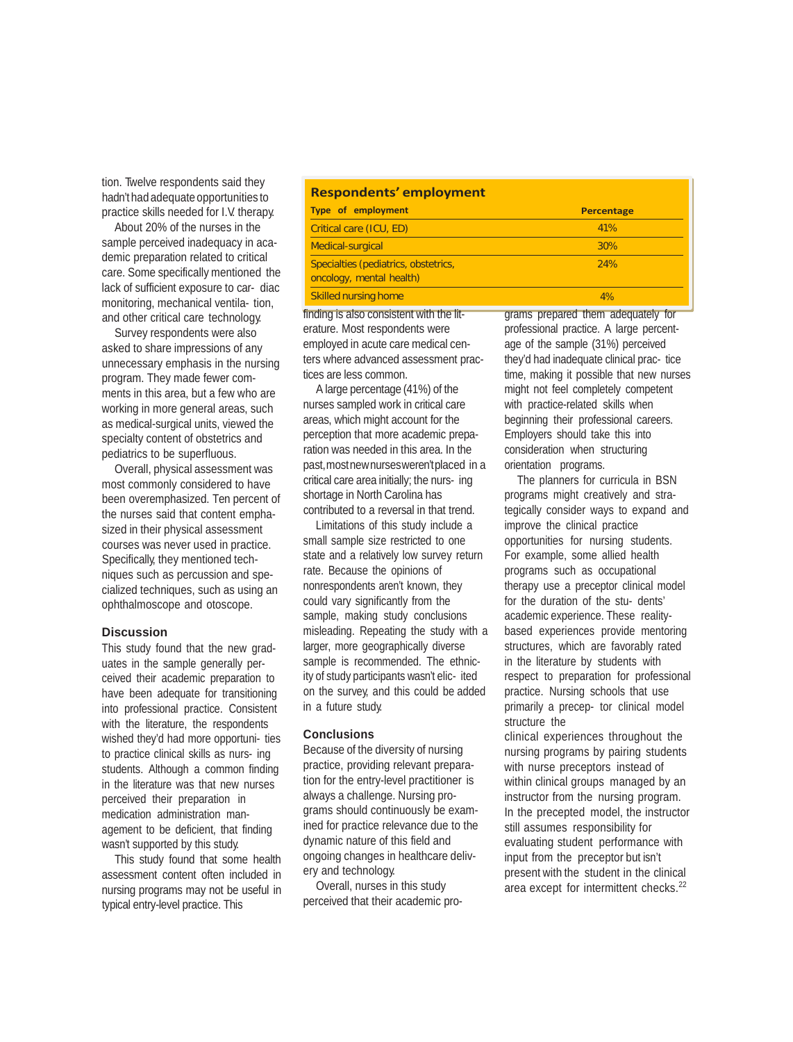tion. Twelve respondents said they hadn't had adequate opportunities to practice skills needed for I.V. therapy.

About 20% of the nurses in the sample perceived inadequacy in academic preparation related to critical care. Some specifically mentioned the lack of sufficient exposure to cardiac monitoring, mechanical ventilation, and other critical care technology.

Survey respondents were also asked to share impressions of any unnecessary emphasis in the nursing program. They made fewer comments in this area, but a few who are working in more general areas, such as medical-surgical units, viewed the specialty content of obstetrics and pediatrics to be superfluous.

Overall, physical assessment was most commonly considered to have been overemphasized. Ten percent of the nurses said that content emphasized in their physical assessment courses was never used in practice. Specifically, they mentioned techniques such as percussion and specialized techniques, such as using an ophthalmoscope and otoscope.

## Discussion

This study found that the new graduates in the sample generally perceived their academic preparation to have been adequate for transitioning into professional practice. Consistent with the literature, the respondents wished they'd had more opportunities to practice clinical skills as nursing students. Although a common finding in the literature was that new nurses perceived their preparation in medication administration management to be deficient, that finding wasn't supported by this study.

This study found that some health assessment content often included in nursing programs may not be useful in typical entry-level practice. This finding is also consistent with the literature. Most respondents were employed in acute care medical centers where advanced assessment practices are less common.

**Respondents' employment**

| Type of employment | Percentage |
|---|---|
| Critical care (ICU, ED) | 41% |
| Medical-surgical | 30% |
| Specialties (pediatrics, obstetrics, oncology, mental health) | 24% |
| Skilled nursing home | 4% |

A large percentage (41%) of the nurses sampled work in critical care areas, which might account for the perception that more academic preparation was needed in this area. In the past, most new nurses weren't placed in a critical care area initially; the nursing shortage in North Carolina has contributed to a reversal in that trend.

Limitations of this study include a small sample size restricted to one state and a relatively low survey return rate. Because the opinions of nonrespondents aren't known, they could vary significantly from the sample, making study conclusions misleading. Repeating the study with a larger, more geographically diverse sample is recommended. The ethnicity of study participants wasn't elicited on the survey, and this could be added in a future study.

## Conclusions

Because of the diversity of nursing practice, providing relevant preparation for the entry-level practitioner is always a challenge. Nursing programs should continuously be examined for practice relevance due to the dynamic nature of this field and ongoing changes in healthcare delivery and technology.

Overall, nurses in this study perceived that their academic programs prepared them adequately for professional practice. A large percentage of the sample (31%) perceived they'd had inadequate clinical practice time, making it possible that new nurses might not feel completely competent with practice-related skills when beginning their professional careers. Employers should take this into consideration when structuring orientation programs.

The planners for curricula in BSN programs might creatively and strategically consider ways to expand and improve the clinical practice opportunities for nursing students. For example, some allied health programs such as occupational therapy use a preceptor clinical model for the duration of the students' academic experience. These reality-based experiences provide mentoring structures, which are favorably rated in the literature by students with respect to preparation for professional practice. Nursing schools that use primarily a preceptor clinical model structure the clinical experiences throughout the nursing programs by pairing students with nurse preceptors instead of within clinical groups managed by an instructor from the nursing program. In the precepted model, the instructor still assumes responsibility for evaluating student performance with input from the preceptor but isn't present with the student in the clinical area except for intermittent checks.[22]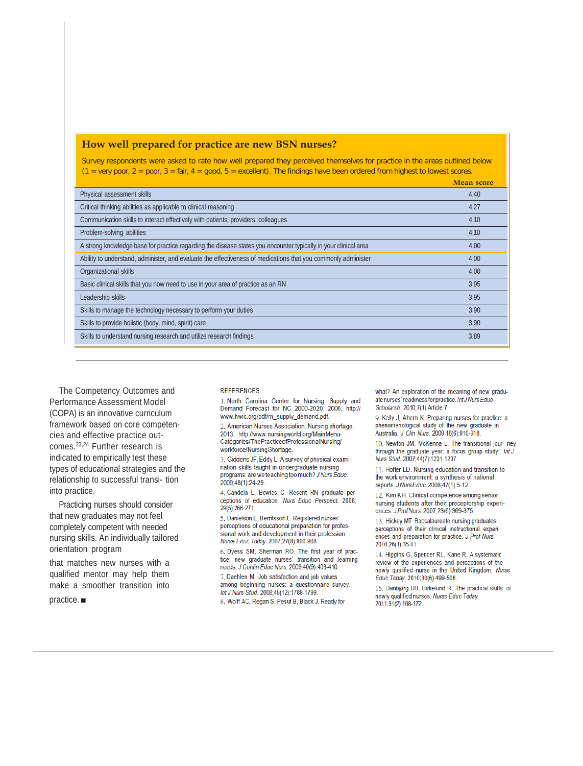## How well prepared for practice are new BSN nurses?

Survey respondents were asked to rate how well prepared they perceived themselves for practice in the areas outlined below (1 = very poor, 2 = poor, 3 = fair, 4 = good, 5 = excellent). The findings have been ordered from highest to lowest scores.

| | Mean score |
|---|---|
| Physical assessment skills | 4.40 |
| Critical thinking abilities as applicable to clinical reasoning | 4.27 |
| Communication skills to interact effectively with patients, providers, colleagues | 4.10 |
| Problem-solving abilities | 4.10 |
| A strong knowledge base for practice regarding the disease states you encounter typically in your clinical area | 4.00 |
| Ability to understand, administer, and evaluate the effectiveness of medications that you commonly administer | 4.00 |
| Organizational skills | 4.00 |
| Basic clinical skills that you now need to use in your area of practice as an RN | 3.95 |
| Leadership skills | 3.95 |
| Skills to manage the technology necessary to perform your duties | 3.90 |
| Skills to provide holistic (body, mind, spirit) care | 3.90 |
| Skills to understand nursing research and utilize research findings | 3.89 |

The Competency Outcomes and Performance Assessment Model (COPA) is an innovative curriculum framework based on core competencies and effective practice outcomes.[23,24] Further research is indicated to empirically test these types of educational strategies and the relationship to successful transition into practice.

Practicing nurses should consider that new graduates may not feel completely competent with needed nursing skills. An individually tailored orientation program that matches new nurses with a qualified mentor may help them make a smoother transition into practice. ■

REFERENCES

1. North Carolina Center for Nursing. Supply and Demand Forecast for NC 2000-2020. 2006. http://www.hwic.org/pdf/rn_supply_demand.pdf.

2. American Nurses Association. Nursing shortage. 2013. http://www.nursingworld.org/MainMenuCategories/ThePracticeofProfessionalNursing/workforce/NursingShortage.

3. Giddens JF, Eddy L. A survey of physical examination skills taught in undergraduate nursing programs: are we teaching too much? *J Nurs Educ.* 2009;48(1):24-29.

4. Candela L, Bowles C. Recent RN graduate perceptions of education. *Nurs Educ Perspect.* 2008;29(5):266-271.

5. Danielson E, Berntsson L. Registered nurses' perceptions of educational preparation for professional work and development in their profession. *Nurse Educ Today.* 2007;27(8):900-908.

6. Dyess SM, Sherman RO. The first year of practice: new graduate nurses' transition and learning needs. *J Contin Educ Nurs.* 2009;40(9):403-410.

7. Daehlen M. Job satisfaction and job values among beginning nurses: a questionnaire survey. *Int J Nurs Stud.* 2008;45(12):1789-1799.

8. Wolff AC, Regan S, Pesut B, Black J. Ready for what? An exploration of the meaning of new graduate nurses' readiness for practice. *Int J Nurs Educ Scholarsh.* 2010;7(1):Article 7.

9. Kelly J, Ahern K. Preparing nurses for practice: a phenomenological study of the new graduate in Australia. *J Clin Nurs.* 2009;18(6):910-918.

10. Newton JM, McKenna L. The transitional journey through the graduate year: a focus group study. *Int J Nurs Stud.* 2007;44(7):1231-1237.

11. Hofler LD. Nursing education and transition to the work environment: a synthesis of national reports. *J Nurs Educ.* 2008;47(1):5-12.

12. Kim KH. Clinical competence among senior nursing students after their preceptorship experiences. *J Prof Nurs.* 2007;23(6):369-375.

13. Hickey MT. Baccalaureate nursing graduates' perceptions of their clinical instructional experiences and preparation for practice. *J Prof Nurs.* 2010;26(1):35-41.

14. Higgins G, Spencer RL, Kane R. A systematic review of the experiences and perceptions of the newly qualified nurse in the United Kingdom. *Nurse Educ Today.* 2010;30(6):499-508.

15. Danbjørg DB, Birkelund R. The practical skills of newly qualified nurses. *Nurse Educ Today.* 2011;31(2):168-172.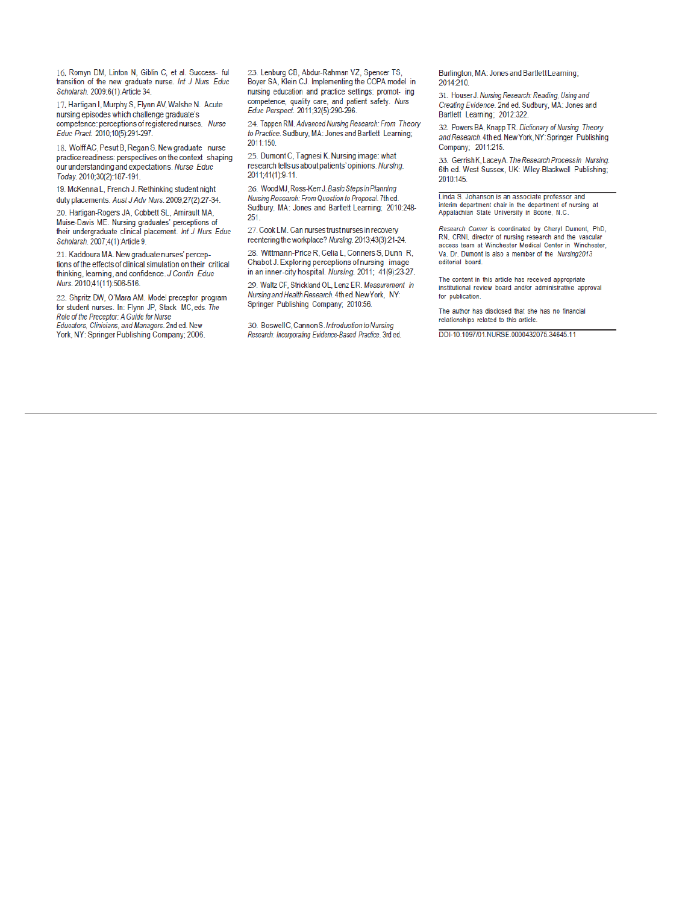16. Romyn DM, Linton N, Giblin C, et al. Success- ful transition of the new graduate nurse. *Int J Nurs Educ Scholarsh.* 2009;6(1):Article 34.

17. Hartigan I, Murphy S, Flynn AV, Walshe N. Acute nursing episodes which challenge graduate's competence: perceptions of registered nurses. *Nurse Educ Pract.* 2010;10(5):291-297.

18. Wolff AC, Pesut B, Regan S. New graduate nurse practice readiness: perspectives on the context shaping our understanding and expectations. *Nurse Educ Today.* 2010;30(2):187-191.

19. McKenna L, French J. Rethinking student night duty placements. *Aust J Adv Nurs.* 2009;27(2):27-34.

20. Hartigan-Rogers JA, Cobbett SL, Amirault MA, Muise-Davis ME. Nursing graduates' perceptions of their undergraduate clinical placement. *Int J Nurs Educ Scholarsh.* 2007;4(1):Article 9.

21. Kaddoura MA. New graduate nurses' percep- tions of the effects of clinical simulation on their critical thinking, learning, and confidence. *J Contin Educ Nurs.* 2010;41(11):506-516.

22. Shpritz DW, O'Mara AM. Model preceptor program for student nurses. In: Flynn JP, Stack MC, eds. *The Role of the Preceptor: A Guide for Nurse Educators, Clinicians, and Managers.* 2nd ed. New York, NY: Springer Publishing Company; 2006.

23. Lenburg CB, Abdur-Rahman VZ, Spencer TS, Boyer SA, Klein CJ. Implementing the COPA model in nursing education and practice settings: promot- ing competence, quality care, and patient safety. *Nurs Educ Perspect.* 2011;32(5):290-296.

24. Tappen RM. *Advanced Nursing Research: From Theory to Practice.* Sudbury, MA: Jones and Bartlett Learning; 2011:150.

25. Dumont C, Tagnesi K. Nursing image: what research tells us about patients' opinions. *Nursing.* 2011;41(1):9-11.

26. Wood MJ, Ross-Kerr J. *Basic Steps in Planning Nursing Research: From Question to Proposal.* 7th ed. Sudbury, MA: Jones and Bartlett Learning; 2010:248-251.

27. Cook LM. Can nurses trust nurses in recovery reentering the workplace? *Nursing.* 2013;43(3):21-24.

28. Wittmann-Price R, Celia L, Conners S, Dunn R, Chabot J. Exploring perceptions of nursing image in an inner-city hospital. *Nursing.* 2011; 41(9):23-27.

29. Waltz CF, Strickland OL, Lenz ER. *Measurement in Nursing and Health Research.* 4th ed. New York, NY: Springer Publishing Company; 2010:56.

30. Boswell C, Cannon S. *Introduction to Nursing Research: Incorporating Evidence-Based Practice.* 3rd ed. Burlington, MA: Jones and Bartlett Learning; 2014:210.

31. Houser J. *Nursing Research: Reading, Using and Creating Evidence.* 2nd ed. Sudbury, MA: Jones and Bartlett Learning; 2012:322.

32. Powers BA, Knapp TR. *Dictionary of Nursing Theory and Research.* 4th ed. New York, NY: Springer Publishing Company; 2011:215.

33. Gerrish K, Lacey A. *The Research Process in Nursing.* 6th ed. West Sussex, UK: Wiley-Blackwell Publishing; 2010:145.

---

Linda S. Johanson is an associate professor and interim department chair in the department of nursing at Appalachian State University in Boone, N.C.

*Research Corner* is coordinated by Cheryl Dumont, PhD, RN, CRNI, director of nursing research and the vascular access team at Winchester Medical Center in Winchester, Va. Dr. Dumont is also a member of the *Nursing2013* editorial board.

The content in this article has received appropriate institutional review board and/or administrative approval for publication.

The author has disclosed that she has no financial relationships related to this article.

---

DOI-10.1097/01.NURSE.0000432075.34645.11